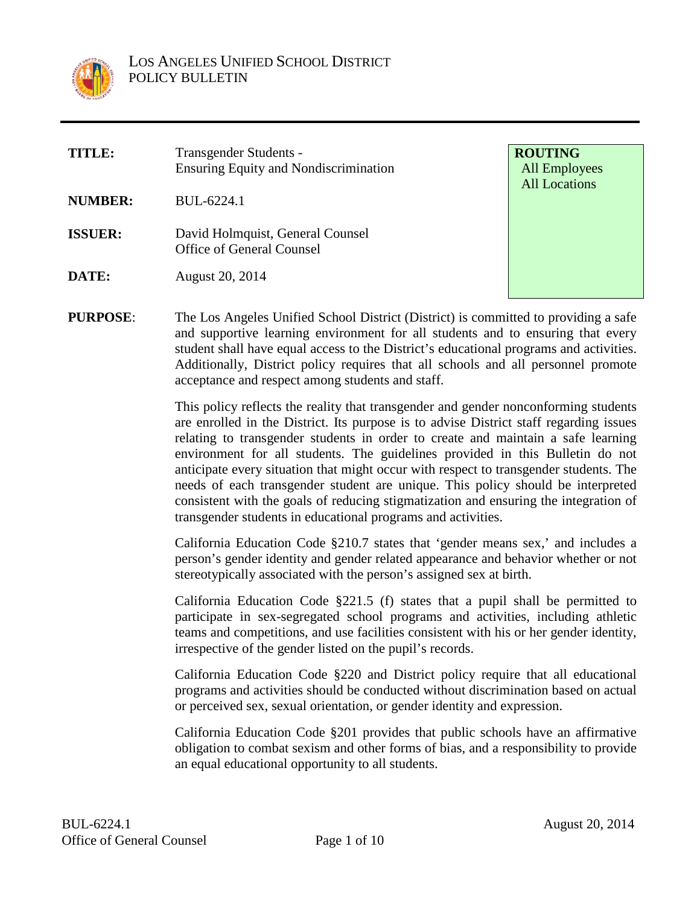LOS ANGELES UNIFIED SCHOOL DISTRICT
POLICY BULLETIN

| | | |
|---|---|---|
| **TITLE:** | Transgender Students - Ensuring Equity and Nondiscrimination | **ROUTING** All Employees All Locations |
| **NUMBER:** | BUL-6224.1 | |
| **ISSUER:** | David Holmquist, General Counsel Office of General Counsel | |
| **DATE:** | August 20, 2014 | |

**PURPOSE**: The Los Angeles Unified School District (District) is committed to providing a safe and supportive learning environment for all students and to ensuring that every student shall have equal access to the District's educational programs and activities. Additionally, District policy requires that all schools and all personnel promote acceptance and respect among students and staff.

This policy reflects the reality that transgender and gender nonconforming students are enrolled in the District. Its purpose is to advise District staff regarding issues relating to transgender students in order to create and maintain a safe learning environment for all students. The guidelines provided in this Bulletin do not anticipate every situation that might occur with respect to transgender students. The needs of each transgender student are unique. This policy should be interpreted consistent with the goals of reducing stigmatization and ensuring the integration of transgender students in educational programs and activities.

California Education Code §210.7 states that 'gender means sex,' and includes a person's gender identity and gender related appearance and behavior whether or not stereotypically associated with the person's assigned sex at birth.

California Education Code §221.5 (f) states that a pupil shall be permitted to participate in sex-segregated school programs and activities, including athletic teams and competitions, and use facilities consistent with his or her gender identity, irrespective of the gender listed on the pupil's records.

California Education Code §220 and District policy require that all educational programs and activities should be conducted without discrimination based on actual or perceived sex, sexual orientation, or gender identity and expression.

California Education Code §201 provides that public schools have an affirmative obligation to combat sexism and other forms of bias, and a responsibility to provide an equal educational opportunity to all students.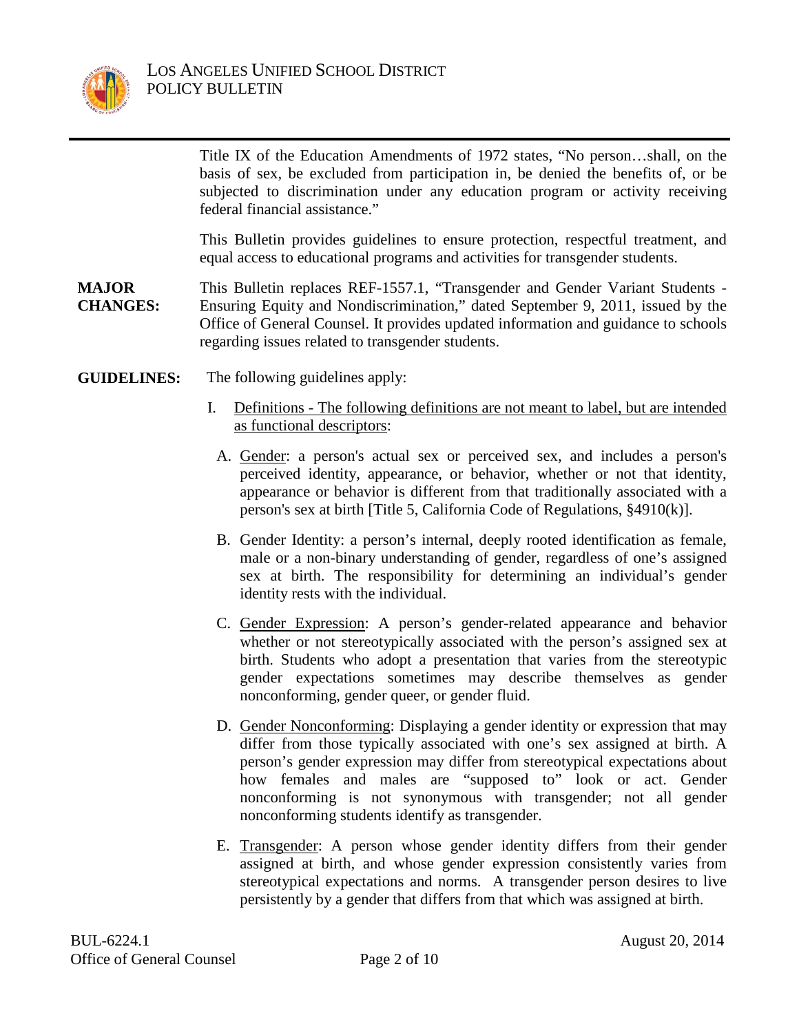Title IX of the Education Amendments of 1972 states, "No person…shall, on the basis of sex, be excluded from participation in, be denied the benefits of, or be subjected to discrimination under any education program or activity receiving federal financial assistance."

This Bulletin provides guidelines to ensure protection, respectful treatment, and equal access to educational programs and activities for transgender students.

**MAJOR CHANGES:** This Bulletin replaces REF-1557.1, "Transgender and Gender Variant Students - Ensuring Equity and Nondiscrimination," dated September 9, 2011, issued by the Office of General Counsel. It provides updated information and guidance to schools regarding issues related to transgender students.

**GUIDELINES:** The following guidelines apply:

I. Definitions - The following definitions are not meant to label, but are intended as functional descriptors:

A. Gender: a person's actual sex or perceived sex, and includes a person's perceived identity, appearance, or behavior, whether or not that identity, appearance or behavior is different from that traditionally associated with a person's sex at birth [Title 5, California Code of Regulations, §4910(k)].

B. Gender Identity: a person's internal, deeply rooted identification as female, male or a non-binary understanding of gender, regardless of one's assigned sex at birth. The responsibility for determining an individual's gender identity rests with the individual.

C. Gender Expression: A person's gender-related appearance and behavior whether or not stereotypically associated with the person's assigned sex at birth. Students who adopt a presentation that varies from the stereotypic gender expectations sometimes may describe themselves as gender nonconforming, gender queer, or gender fluid.

D. Gender Nonconforming: Displaying a gender identity or expression that may differ from those typically associated with one's sex assigned at birth. A person's gender expression may differ from stereotypical expectations about how females and males are "supposed to" look or act. Gender nonconforming is not synonymous with transgender; not all gender nonconforming students identify as transgender.

E. Transgender: A person whose gender identity differs from their gender assigned at birth, and whose gender expression consistently varies from stereotypical expectations and norms. A transgender person desires to live persistently by a gender that differs from that which was assigned at birth.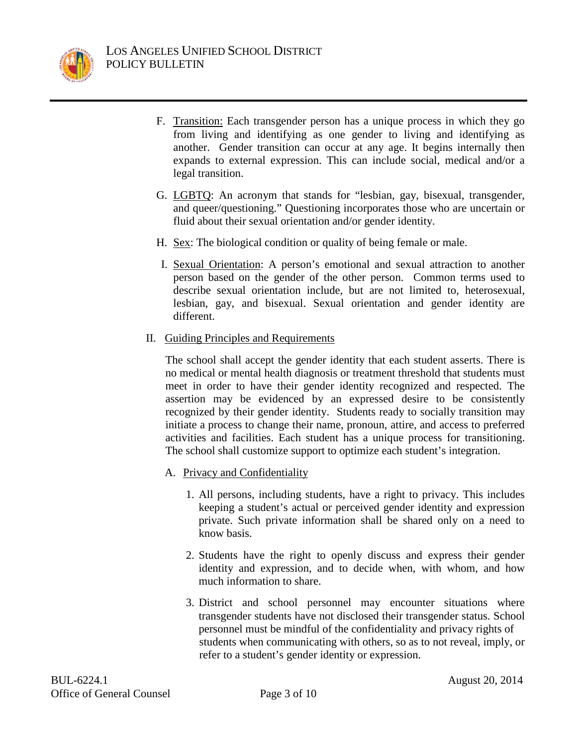F. Transition: Each transgender person has a unique process in which they go from living and identifying as one gender to living and identifying as another. Gender transition can occur at any age. It begins internally then expands to external expression. This can include social, medical and/or a legal transition.

G. LGBTQ: An acronym that stands for "lesbian, gay, bisexual, transgender, and queer/questioning." Questioning incorporates those who are uncertain or fluid about their sexual orientation and/or gender identity.

H. Sex: The biological condition or quality of being female or male.

I. Sexual Orientation: A person's emotional and sexual attraction to another person based on the gender of the other person. Common terms used to describe sexual orientation include, but are not limited to, heterosexual, lesbian, gay, and bisexual. Sexual orientation and gender identity are different.

## II. Guiding Principles and Requirements

The school shall accept the gender identity that each student asserts. There is no medical or mental health diagnosis or treatment threshold that students must meet in order to have their gender identity recognized and respected. The assertion may be evidenced by an expressed desire to be consistently recognized by their gender identity. Students ready to socially transition may initiate a process to change their name, pronoun, attire, and access to preferred activities and facilities. Each student has a unique process for transitioning. The school shall customize support to optimize each student's integration.

### A. Privacy and Confidentiality

1. All persons, including students, have a right to privacy. This includes keeping a student's actual or perceived gender identity and expression private. Such private information shall be shared only on a need to know basis.

2. Students have the right to openly discuss and express their gender identity and expression, and to decide when, with whom, and how much information to share.

3. District and school personnel may encounter situations where transgender students have not disclosed their transgender status. School personnel must be mindful of the confidentiality and privacy rights of students when communicating with others, so as to not reveal, imply, or refer to a student's gender identity or expression.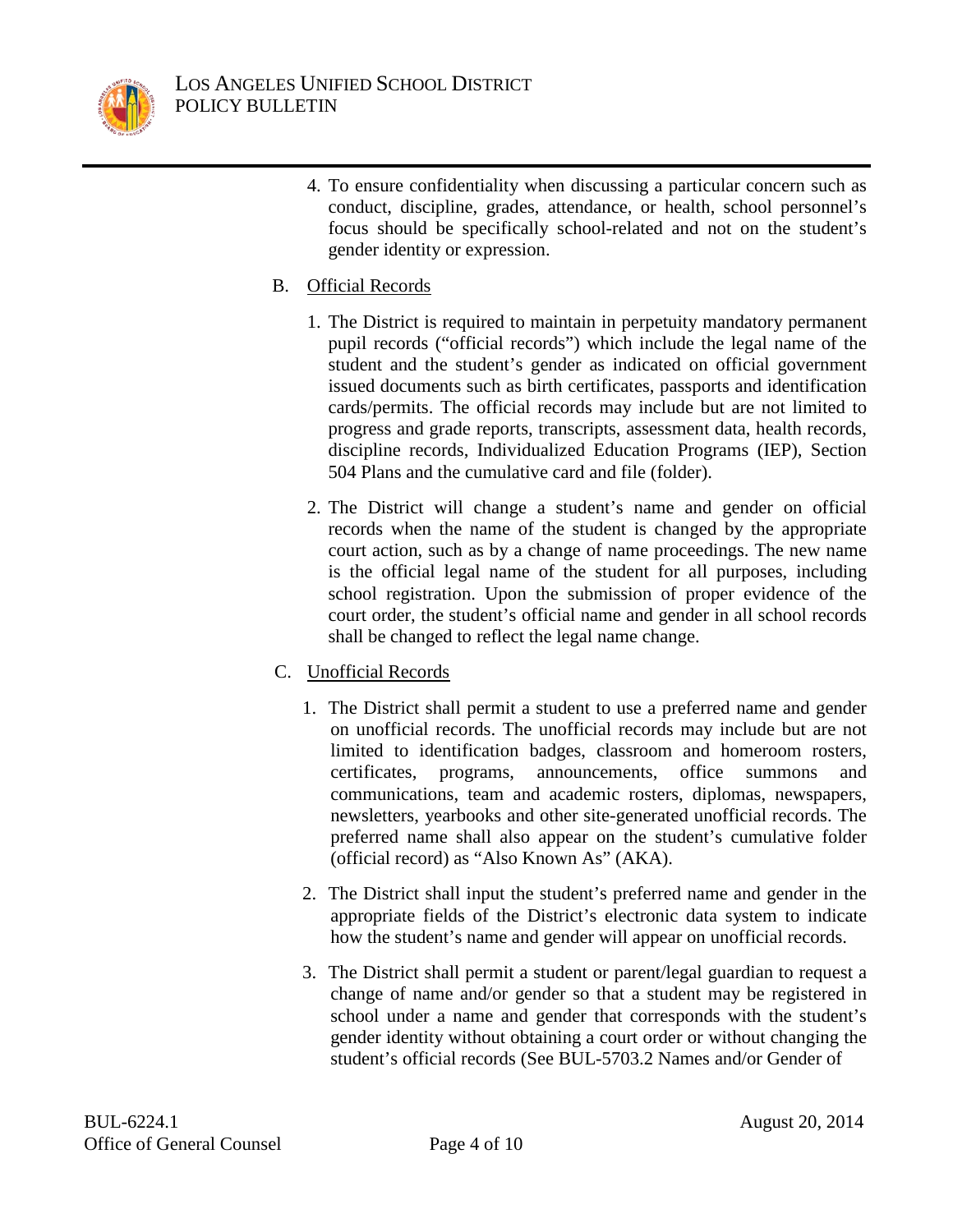4. To ensure confidentiality when discussing a particular concern such as conduct, discipline, grades, attendance, or health, school personnel's focus should be specifically school-related and not on the student's gender identity or expression.

B. Official Records

1. The District is required to maintain in perpetuity mandatory permanent pupil records ("official records") which include the legal name of the student and the student's gender as indicated on official government issued documents such as birth certificates, passports and identification cards/permits. The official records may include but are not limited to progress and grade reports, transcripts, assessment data, health records, discipline records, Individualized Education Programs (IEP), Section 504 Plans and the cumulative card and file (folder).

2. The District will change a student's name and gender on official records when the name of the student is changed by the appropriate court action, such as by a change of name proceedings. The new name is the official legal name of the student for all purposes, including school registration. Upon the submission of proper evidence of the court order, the student's official name and gender in all school records shall be changed to reflect the legal name change.

C. Unofficial Records

1. The District shall permit a student to use a preferred name and gender on unofficial records. The unofficial records may include but are not limited to identification badges, classroom and homeroom rosters, certificates, programs, announcements, office summons and communications, team and academic rosters, diplomas, newspapers, newsletters, yearbooks and other site-generated unofficial records. The preferred name shall also appear on the student's cumulative folder (official record) as "Also Known As" (AKA).

2. The District shall input the student's preferred name and gender in the appropriate fields of the District's electronic data system to indicate how the student's name and gender will appear on unofficial records.

3. The District shall permit a student or parent/legal guardian to request a change of name and/or gender so that a student may be registered in school under a name and gender that corresponds with the student's gender identity without obtaining a court order or without changing the student's official records (See BUL-5703.2 Names and/or Gender of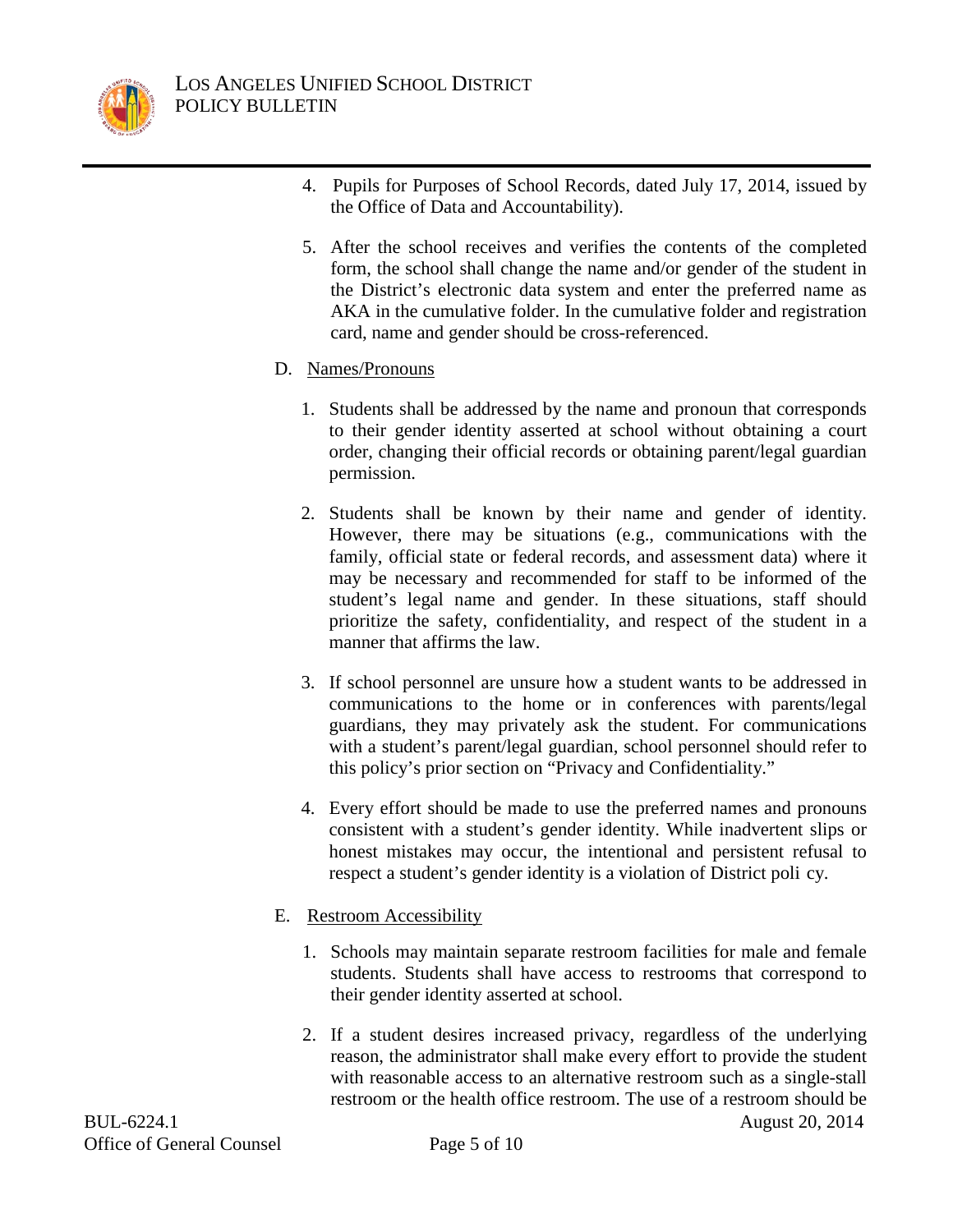4. Pupils for Purposes of School Records, dated July 17, 2014, issued by the Office of Data and Accountability).

5. After the school receives and verifies the contents of the completed form, the school shall change the name and/or gender of the student in the District's electronic data system and enter the preferred name as AKA in the cumulative folder. In the cumulative folder and registration card, name and gender should be cross-referenced.

D. <u>Names/Pronouns</u>

1. Students shall be addressed by the name and pronoun that corresponds to their gender identity asserted at school without obtaining a court order, changing their official records or obtaining parent/legal guardian permission.

2. Students shall be known by their name and gender of identity. However, there may be situations (e.g., communications with the family, official state or federal records, and assessment data) where it may be necessary and recommended for staff to be informed of the student's legal name and gender. In these situations, staff should prioritize the safety, confidentiality, and respect of the student in a manner that affirms the law.

3. If school personnel are unsure how a student wants to be addressed in communications to the home or in conferences with parents/legal guardians, they may privately ask the student. For communications with a student's parent/legal guardian, school personnel should refer to this policy's prior section on "Privacy and Confidentiality."

4. Every effort should be made to use the preferred names and pronouns consistent with a student's gender identity. While inadvertent slips or honest mistakes may occur, the intentional and persistent refusal to respect a student's gender identity is a violation of District poli cy.

E. <u>Restroom Accessibility</u>

1. Schools may maintain separate restroom facilities for male and female students. Students shall have access to restrooms that correspond to their gender identity asserted at school.

2. If a student desires increased privacy, regardless of the underlying reason, the administrator shall make every effort to provide the student with reasonable access to an alternative restroom such as a single-stall restroom or the health office restroom. The use of a restroom should be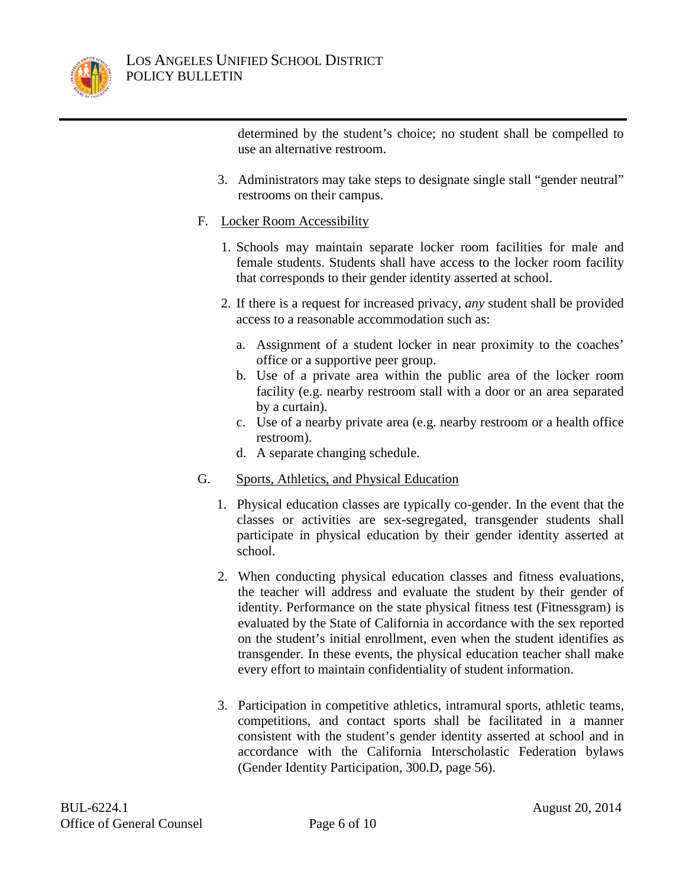determined by the student's choice; no student shall be compelled to use an alternative restroom.

3. Administrators may take steps to designate single stall "gender neutral" restrooms on their campus.

F. Locker Room Accessibility

1. Schools may maintain separate locker room facilities for male and female students. Students shall have access to the locker room facility that corresponds to their gender identity asserted at school.

2. If there is a request for increased privacy, *any* student shall be provided access to a reasonable accommodation such as:

   a. Assignment of a student locker in near proximity to the coaches' office or a supportive peer group.
   b. Use of a private area within the public area of the locker room facility (e.g. nearby restroom stall with a door or an area separated by a curtain).
   c. Use of a nearby private area (e.g. nearby restroom or a health office restroom).
   d. A separate changing schedule.

G. Sports, Athletics, and Physical Education

1. Physical education classes are typically co-gender. In the event that the classes or activities are sex-segregated, transgender students shall participate in physical education by their gender identity asserted at school.

2. When conducting physical education classes and fitness evaluations, the teacher will address and evaluate the student by their gender of identity. Performance on the state physical fitness test (Fitnessgram) is evaluated by the State of California in accordance with the sex reported on the student's initial enrollment, even when the student identifies as transgender. In these events, the physical education teacher shall make every effort to maintain confidentiality of student information.

3. Participation in competitive athletics, intramural sports, athletic teams, competitions, and contact sports shall be facilitated in a manner consistent with the student's gender identity asserted at school and in accordance with the California Interscholastic Federation bylaws (Gender Identity Participation, 300.D, page 56).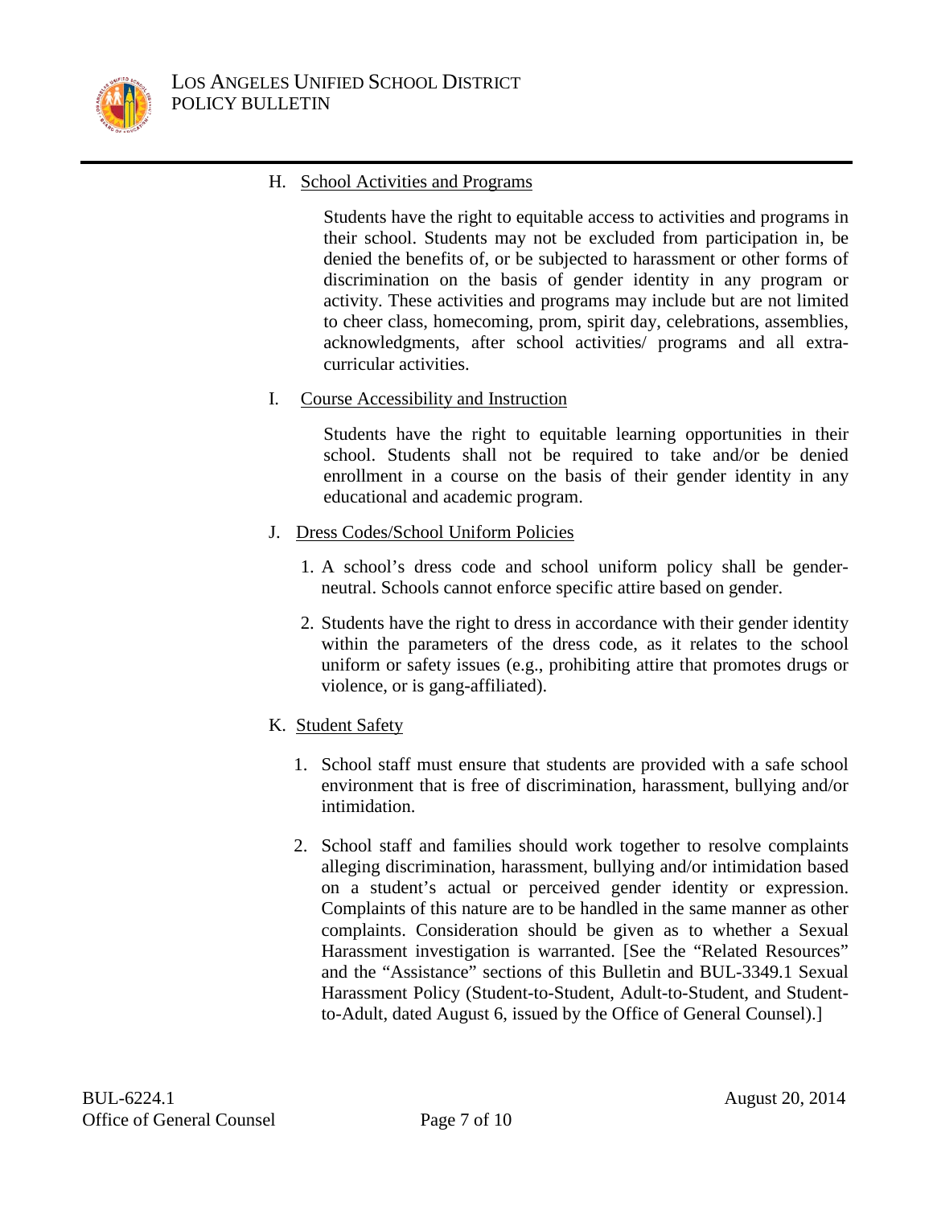H. <u>School Activities and Programs</u>

Students have the right to equitable access to activities and programs in their school. Students may not be excluded from participation in, be denied the benefits of, or be subjected to harassment or other forms of discrimination on the basis of gender identity in any program or activity. These activities and programs may include but are not limited to cheer class, homecoming, prom, spirit day, celebrations, assemblies, acknowledgments, after school activities/ programs and all extra-curricular activities.

I. <u>Course Accessibility and Instruction</u>

Students have the right to equitable learning opportunities in their school. Students shall not be required to take and/or be denied enrollment in a course on the basis of their gender identity in any educational and academic program.

J. <u>Dress Codes/School Uniform Policies</u>

1. A school's dress code and school uniform policy shall be gender-neutral. Schools cannot enforce specific attire based on gender.
2. Students have the right to dress in accordance with their gender identity within the parameters of the dress code, as it relates to the school uniform or safety issues (e.g., prohibiting attire that promotes drugs or violence, or is gang-affiliated).

K. <u>Student Safety</u>

1. School staff must ensure that students are provided with a safe school environment that is free of discrimination, harassment, bullying and/or intimidation.
2. School staff and families should work together to resolve complaints alleging discrimination, harassment, bullying and/or intimidation based on a student's actual or perceived gender identity or expression. Complaints of this nature are to be handled in the same manner as other complaints. Consideration should be given as to whether a Sexual Harassment investigation is warranted. [See the "Related Resources" and the "Assistance" sections of this Bulletin and BUL-3349.1 Sexual Harassment Policy (Student-to-Student, Adult-to-Student, and Student-to-Adult, dated August 6, issued by the Office of General Counsel).]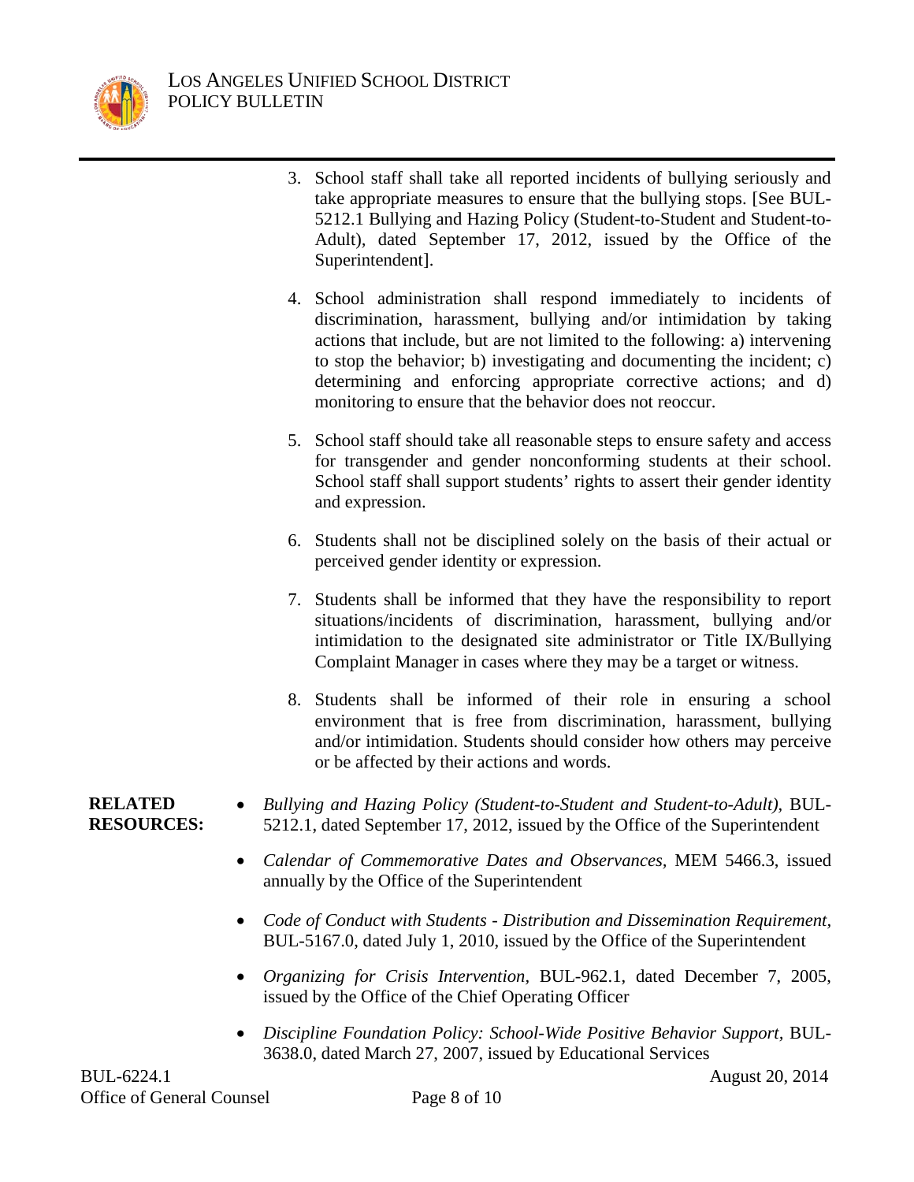3. School staff shall take all reported incidents of bullying seriously and take appropriate measures to ensure that the bullying stops. [See BUL-5212.1 Bullying and Hazing Policy (Student-to-Student and Student-to-Adult), dated September 17, 2012, issued by the Office of the Superintendent].

4. School administration shall respond immediately to incidents of discrimination, harassment, bullying and/or intimidation by taking actions that include, but are not limited to the following: a) intervening to stop the behavior; b) investigating and documenting the incident; c) determining and enforcing appropriate corrective actions; and d) monitoring to ensure that the behavior does not reoccur.

5. School staff should take all reasonable steps to ensure safety and access for transgender and gender nonconforming students at their school. School staff shall support students' rights to assert their gender identity and expression.

6. Students shall not be disciplined solely on the basis of their actual or perceived gender identity or expression.

7. Students shall be informed that they have the responsibility to report situations/incidents of discrimination, harassment, bullying and/or intimidation to the designated site administrator or Title IX/Bullying Complaint Manager in cases where they may be a target or witness.

8. Students shall be informed of their role in ensuring a school environment that is free from discrimination, harassment, bullying and/or intimidation. Students should consider how others may perceive or be affected by their actions and words.

**RELATED RESOURCES:**

- *Bullying and Hazing Policy (Student-to-Student and Student-to-Adult),* BUL-5212.1, dated September 17, 2012, issued by the Office of the Superintendent
- *Calendar of Commemorative Dates and Observances,* MEM 5466.3, issued annually by the Office of the Superintendent
- *Code of Conduct with Students - Distribution and Dissemination Requirement,* BUL-5167.0, dated July 1, 2010, issued by the Office of the Superintendent
- *Organizing for Crisis Intervention*, BUL-962.1, dated December 7, 2005, issued by the Office of the Chief Operating Officer
- *Discipline Foundation Policy: School-Wide Positive Behavior Support,* BUL-3638.0, dated March 27, 2007, issued by Educational Services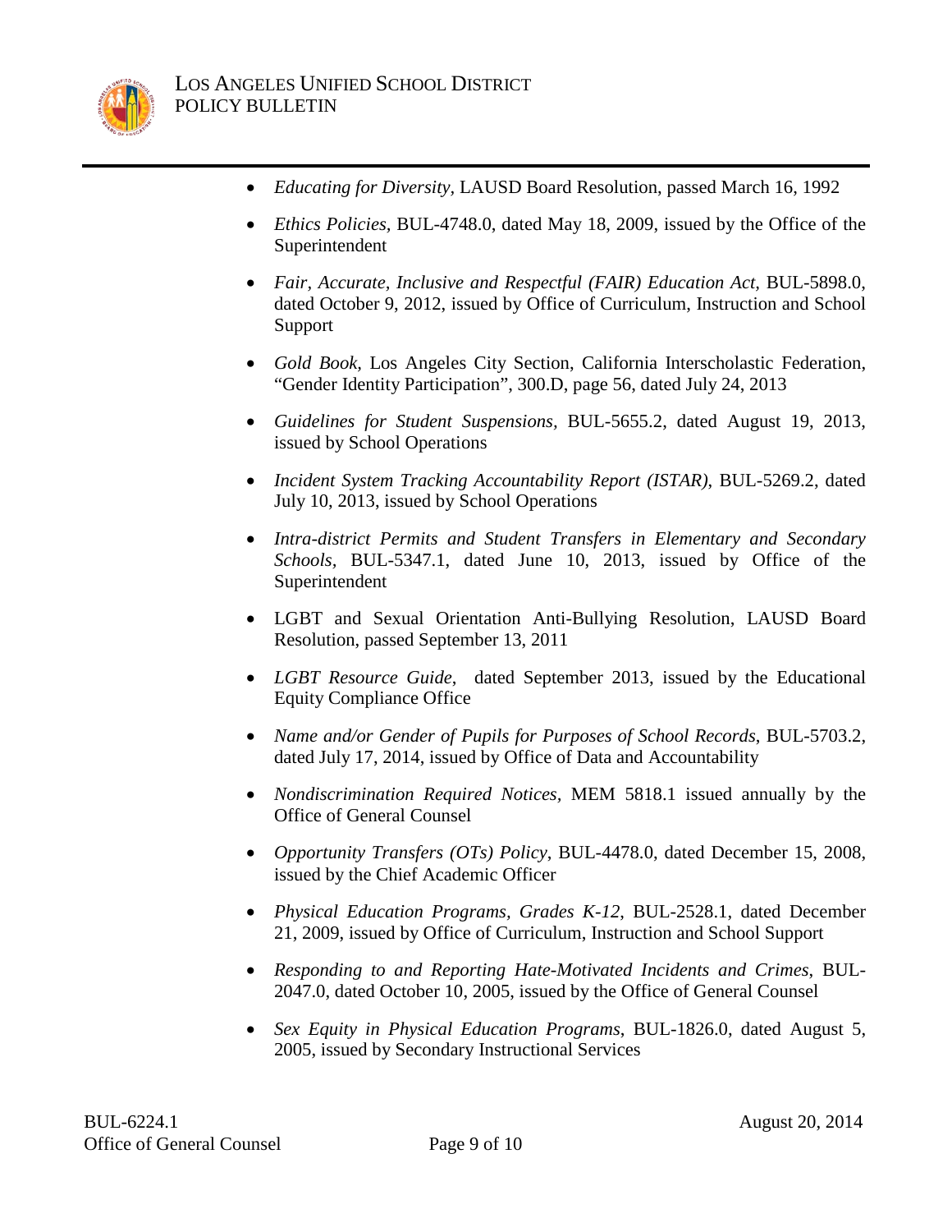- *Educating for Diversity*, LAUSD Board Resolution, passed March 16, 1992

- *Ethics Policies*, BUL-4748.0, dated May 18, 2009, issued by the Office of the Superintendent

- *Fair, Accurate, Inclusive and Respectful (FAIR) Education Act*, BUL-5898.0, dated October 9, 2012, issued by Office of Curriculum, Instruction and School Support

- *Gold Book*, Los Angeles City Section, California Interscholastic Federation, "Gender Identity Participation", 300.D, page 56, dated July 24, 2013

- *Guidelines for Student Suspensions*, BUL-5655.2, dated August 19, 2013, issued by School Operations

- *Incident System Tracking Accountability Report (ISTAR)*, BUL-5269.2, dated July 10, 2013, issued by School Operations

- *Intra-district Permits and Student Transfers in Elementary and Secondary Schools*, BUL-5347.1, dated June 10, 2013, issued by Office of the Superintendent

- LGBT and Sexual Orientation Anti-Bullying Resolution, LAUSD Board Resolution, passed September 13, 2011

- *LGBT Resource Guide*, dated September 2013, issued by the Educational Equity Compliance Office

- *Name and/or Gender of Pupils for Purposes of School Records*, BUL-5703.2, dated July 17, 2014, issued by Office of Data and Accountability

- *Nondiscrimination Required Notices*, MEM 5818.1 issued annually by the Office of General Counsel

- *Opportunity Transfers (OTs) Policy*, BUL-4478.0, dated December 15, 2008, issued by the Chief Academic Officer

- *Physical Education Programs, Grades K-12*, BUL-2528.1, dated December 21, 2009, issued by Office of Curriculum, Instruction and School Support

- *Responding to and Reporting Hate-Motivated Incidents and Crimes*, BUL-2047.0, dated October 10, 2005, issued by the Office of General Counsel

- *Sex Equity in Physical Education Programs*, BUL-1826.0, dated August 5, 2005, issued by Secondary Instructional Services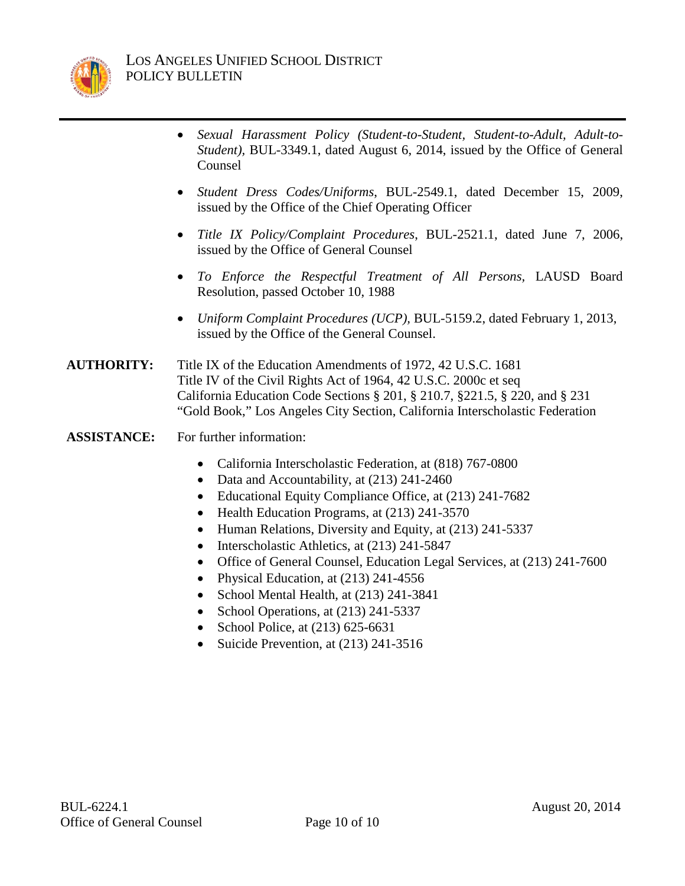- *Sexual Harassment Policy (Student-to-Student, Student-to-Adult, Adult-to-Student)*, BUL-3349.1, dated August 6, 2014, issued by the Office of General Counsel

- *Student Dress Codes/Uniforms*, BUL-2549.1, dated December 15, 2009, issued by the Office of the Chief Operating Officer

- *Title IX Policy/Complaint Procedures*, BUL-2521.1, dated June 7, 2006, issued by the Office of General Counsel

- *To Enforce the Respectful Treatment of All Persons*, LAUSD Board Resolution, passed October 10, 1988

- *Uniform Complaint Procedures (UCP)*, BUL-5159.2, dated February 1, 2013, issued by the Office of the General Counsel.

**AUTHORITY:** Title IX of the Education Amendments of 1972, 42 U.S.C. 1681
Title IV of the Civil Rights Act of 1964, 42 U.S.C. 2000c et seq
California Education Code Sections § 201, § 210.7, §221.5, § 220, and § 231
"Gold Book," Los Angeles City Section, California Interscholastic Federation

**ASSISTANCE:** For further information:

- California Interscholastic Federation, at (818) 767-0800
- Data and Accountability, at (213) 241-2460
- Educational Equity Compliance Office, at (213) 241-7682
- Health Education Programs, at (213) 241-3570
- Human Relations, Diversity and Equity, at (213) 241-5337
- Interscholastic Athletics, at (213) 241-5847
- Office of General Counsel, Education Legal Services, at (213) 241-7600
- Physical Education, at (213) 241-4556
- School Mental Health, at (213) 241-3841
- School Operations, at (213) 241-5337
- School Police, at (213) 625-6631
- Suicide Prevention, at (213) 241-3516